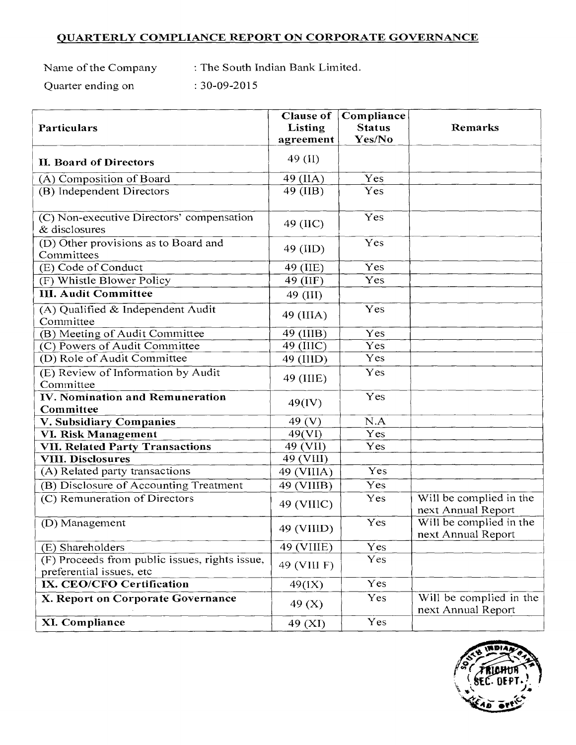## QUARTERLY COMPLIANCE REPORT ON CORPORATE GOVERNANCE

Name of the Company : The South Indian Bank Limited.

Quarter ending on : 30-09-2015

| Particulars | Clause of Listing agreement | Compliance Status Yes/No | Remarks |
|---|---|---|---|
| **II. Board of Directors** | 49 (II) | | |
| (A) Composition of Board | 49 (IIA) | Yes | |
| (B) Independent Directors | 49 (IIB) | Yes | |
| (C) Non-executive Directors' compensation & disclosures | 49 (IIC) | Yes | |
| (D) Other provisions as to Board and Committees | 49 (IID) | Yes | |
| (E) Code of Conduct | 49 (IIE) | Yes | |
| (F) Whistle Blower Policy | 49 (IIF) | Yes | |
| **III. Audit Committee** | 49 (III) | | |
| (A) Qualified & Independent Audit Committee | 49 (IIIA) | Yes | |
| (B) Meeting of Audit Committee | 49 (IIIB) | Yes | |
| (C) Powers of Audit Committee | 49 (IIIC) | Yes | |
| (D) Role of Audit Committee | 49 (IIID) | Yes | |
| (E) Review of Information by Audit Committee | 49 (IIIE) | Yes | |
| **IV. Nomination and Remuneration Committee** | 49(IV) | Yes | |
| **V. Subsidiary Companies** | 49 (V) | N.A | |
| **VI. Risk Management** | 49(VI) | Yes | |
| **VII. Related Party Transactions** | 49 (VII) | Yes | |
| **VIII. Disclosures** | 49 (VIII) | | |
| (A) Related party transactions | 49 (VIIIA) | Yes | |
| (B) Disclosure of Accounting Treatment | 49 (VIIIB) | Yes | |
| (C) Remuneration of Directors | 49 (VIIIC) | Yes | Will be complied in the next Annual Report |
| (D) Management | 49 (VIIID) | Yes | Will be complied in the next Annual Report |
| (E) Shareholders | 49 (VIIIE) | Yes | |
| (F) Proceeds from public issues, rights issue, preferential issues, etc | 49 (VIII F) | Yes | |
| **IX. CEO/CFO Certification** | 49(IX) | Yes | |
| **X. Report on Corporate Governance** | 49 (X) | Yes | Will be complied in the next Annual Report |
| **XI. Compliance** | 49 (XI) | Yes | |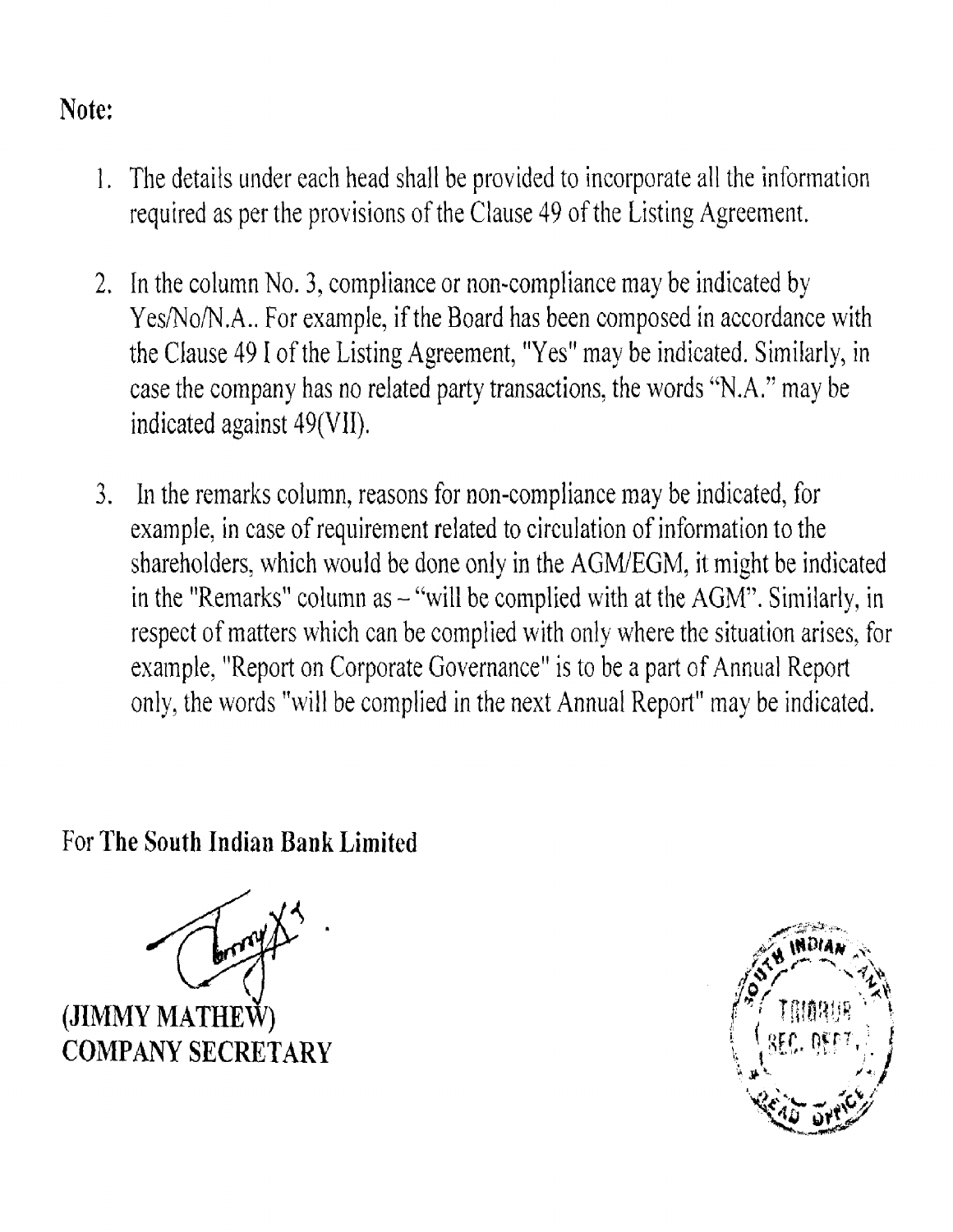**Note:**

1. The details under each head shall be provided to incorporate all the information required as per the provisions of the Clause 49 of the Listing Agreement.

2. In the column No. 3, compliance or non-compliance may be indicated by Yes/No/N.A.. For example, if the Board has been composed in accordance with the Clause 49 I of the Listing Agreement, "Yes" may be indicated. Similarly, in case the company has no related party transactions, the words "N.A." may be indicated against 49(VII).

3. In the remarks column, reasons for non-compliance may be indicated, for example, in case of requirement related to circulation of information to the shareholders, which would be done only in the AGM/EGM, it might be indicated in the "Remarks" column as – "will be complied with at the AGM". Similarly, in respect of matters which can be complied with only where the situation arises, for example, "Report on Corporate Governance" is to be a part of Annual Report only, the words "will be complied in the next Annual Report" may be indicated.

For **The South Indian Bank Limited**

**(JIMMY MATHEW)**
**COMPANY SECRETARY**